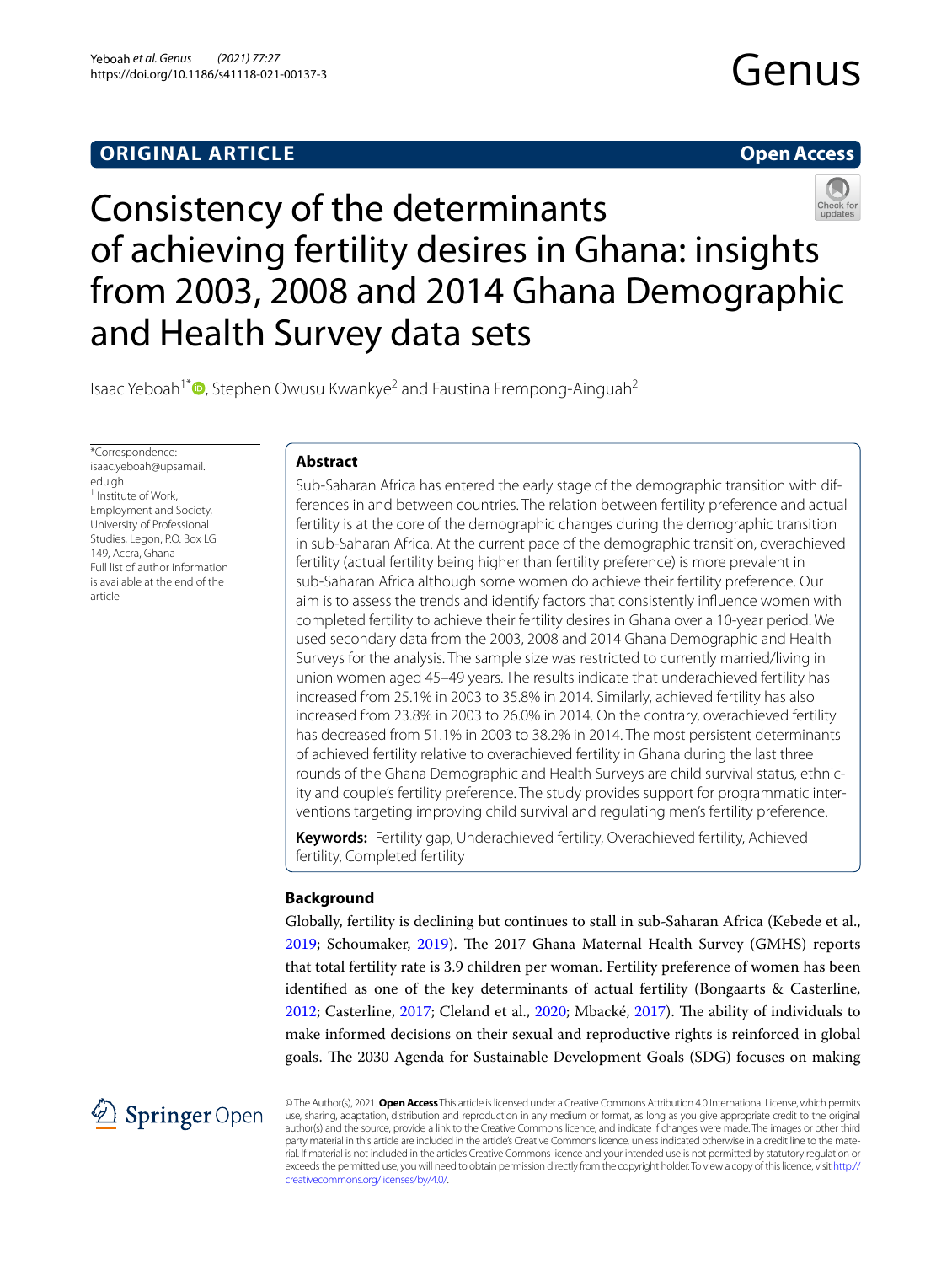ORIGINAL ARTICLE

Open Access

# Consistency of the determinants of achieving fertility desires in Ghana: insights from 2003, 2008 and 2014 Ghana Demographic and Health Survey data sets

Isaac Yeboah[1*], Stephen Owusu Kwankye[2] and Faustina Frempong-Ainguah[2]

*Correspondence: isaac.yeboah@upsamail.edu.gh
[1] Institute of Work, Employment and Society, University of Professional Studies, Legon, P.O. Box LG 149, Accra, Ghana
Full list of author information is available at the end of the article

## Abstract

Sub-Saharan Africa has entered the early stage of the demographic transition with differences in and between countries. The relation between fertility preference and actual fertility is at the core of the demographic changes during the demographic transition in sub-Saharan Africa. At the current pace of the demographic transition, overachieved fertility (actual fertility being higher than fertility preference) is more prevalent in sub-Saharan Africa although some women do achieve their fertility preference. Our aim is to assess the trends and identify factors that consistently influence women with completed fertility to achieve their fertility desires in Ghana over a 10-year period. We used secondary data from the 2003, 2008 and 2014 Ghana Demographic and Health Surveys for the analysis. The sample size was restricted to currently married/living in union women aged 45–49 years. The results indicate that underachieved fertility has increased from 25.1% in 2003 to 35.8% in 2014. Similarly, achieved fertility has also increased from 23.8% in 2003 to 26.0% in 2014. On the contrary, overachieved fertility has decreased from 51.1% in 2003 to 38.2% in 2014. The most persistent determinants of achieved fertility relative to overachieved fertility in Ghana during the last three rounds of the Ghana Demographic and Health Surveys are child survival status, ethnicity and couple's fertility preference. The study provides support for programmatic interventions targeting improving child survival and regulating men's fertility preference.

**Keywords:** Fertility gap, Underachieved fertility, Overachieved fertility, Achieved fertility, Completed fertility

## Background

Globally, fertility is declining but continues to stall in sub-Saharan Africa (Kebede et al., 2019; Schoumaker, 2019). The 2017 Ghana Maternal Health Survey (GMHS) reports that total fertility rate is 3.9 children per woman. Fertility preference of women has been identified as one of the key determinants of actual fertility (Bongaarts & Casterline, 2012; Casterline, 2017; Cleland et al., 2020; Mbacké, 2017). The ability of individuals to make informed decisions on their sexual and reproductive rights is reinforced in global goals. The 2030 Agenda for Sustainable Development Goals (SDG) focuses on making

© The Author(s), 2021. **Open Access** This article is licensed under a Creative Commons Attribution 4.0 International License, which permits use, sharing, adaptation, distribution and reproduction in any medium or format, as long as you give appropriate credit to the original author(s) and the source, provide a link to the Creative Commons licence, and indicate if changes were made. The images or other third party material in this article are included in the article's Creative Commons licence, unless indicated otherwise in a credit line to the material. If material is not included in the article's Creative Commons licence and your intended use is not permitted by statutory regulation or exceeds the permitted use, you will need to obtain permission directly from the copyright holder. To view a copy of this licence, visit http://creativecommons.org/licenses/by/4.0/.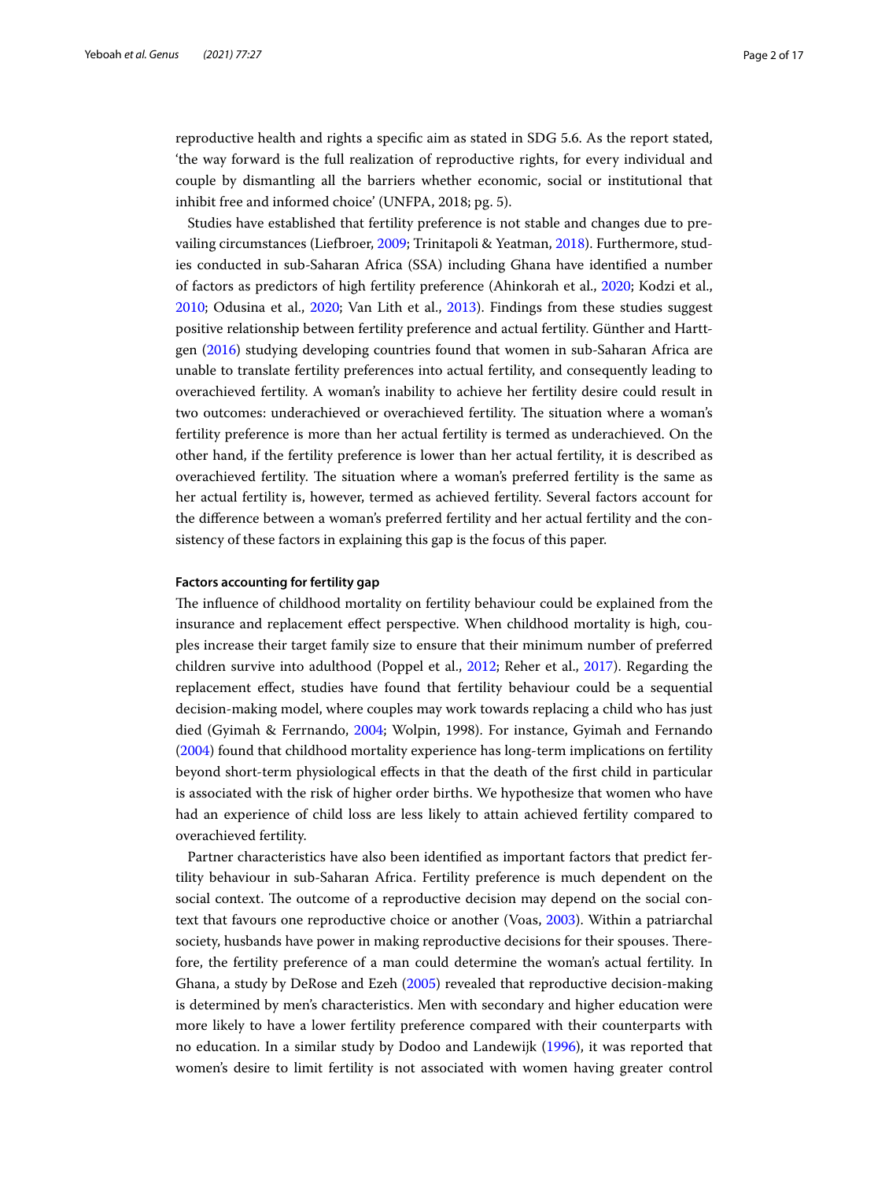reproductive health and rights a specific aim as stated in SDG 5.6. As the report stated, 'the way forward is the full realization of reproductive rights, for every individual and couple by dismantling all the barriers whether economic, social or institutional that inhibit free and informed choice' (UNFPA, 2018; pg. 5).

Studies have established that fertility preference is not stable and changes due to prevailing circumstances (Liefbroer, 2009; Trinitapoli & Yeatman, 2018). Furthermore, studies conducted in sub-Saharan Africa (SSA) including Ghana have identified a number of factors as predictors of high fertility preference (Ahinkorah et al., 2020; Kodzi et al., 2010; Odusina et al., 2020; Van Lith et al., 2013). Findings from these studies suggest positive relationship between fertility preference and actual fertility. Günther and Harttgen (2016) studying developing countries found that women in sub-Saharan Africa are unable to translate fertility preferences into actual fertility, and consequently leading to overachieved fertility. A woman's inability to achieve her fertility desire could result in two outcomes: underachieved or overachieved fertility. The situation where a woman's fertility preference is more than her actual fertility is termed as underachieved. On the other hand, if the fertility preference is lower than her actual fertility, it is described as overachieved fertility. The situation where a woman's preferred fertility is the same as her actual fertility is, however, termed as achieved fertility. Several factors account for the difference between a woman's preferred fertility and her actual fertility and the consistency of these factors in explaining this gap is the focus of this paper.

### Factors accounting for fertility gap

The influence of childhood mortality on fertility behaviour could be explained from the insurance and replacement effect perspective. When childhood mortality is high, couples increase their target family size to ensure that their minimum number of preferred children survive into adulthood (Poppel et al., 2012; Reher et al., 2017). Regarding the replacement effect, studies have found that fertility behaviour could be a sequential decision-making model, where couples may work towards replacing a child who has just died (Gyimah & Ferrnando, 2004; Wolpin, 1998). For instance, Gyimah and Fernando (2004) found that childhood mortality experience has long-term implications on fertility beyond short-term physiological effects in that the death of the first child in particular is associated with the risk of higher order births. We hypothesize that women who have had an experience of child loss are less likely to attain achieved fertility compared to overachieved fertility.

Partner characteristics have also been identified as important factors that predict fertility behaviour in sub-Saharan Africa. Fertility preference is much dependent on the social context. The outcome of a reproductive decision may depend on the social context that favours one reproductive choice or another (Voas, 2003). Within a patriarchal society, husbands have power in making reproductive decisions for their spouses. Therefore, the fertility preference of a man could determine the woman's actual fertility. In Ghana, a study by DeRose and Ezeh (2005) revealed that reproductive decision-making is determined by men's characteristics. Men with secondary and higher education were more likely to have a lower fertility preference compared with their counterparts with no education. In a similar study by Dodoo and Landewijk (1996), it was reported that women's desire to limit fertility is not associated with women having greater control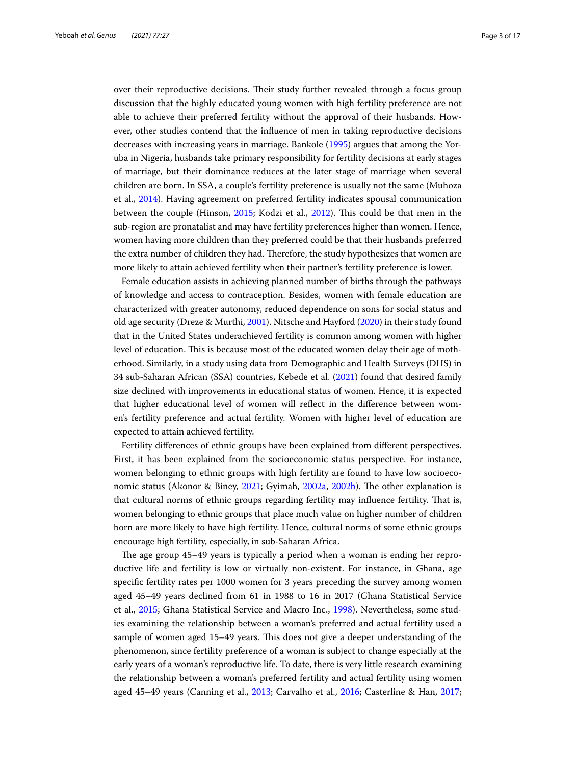over their reproductive decisions. Their study further revealed through a focus group discussion that the highly educated young women with high fertility preference are not able to achieve their preferred fertility without the approval of their husbands. However, other studies contend that the influence of men in taking reproductive decisions decreases with increasing years in marriage. Bankole (1995) argues that among the Yoruba in Nigeria, husbands take primary responsibility for fertility decisions at early stages of marriage, but their dominance reduces at the later stage of marriage when several children are born. In SSA, a couple's fertility preference is usually not the same (Muhoza et al., 2014). Having agreement on preferred fertility indicates spousal communication between the couple (Hinson, 2015; Kodzi et al., 2012). This could be that men in the sub-region are pronatalist and may have fertility preferences higher than women. Hence, women having more children than they preferred could be that their husbands preferred the extra number of children they had. Therefore, the study hypothesizes that women are more likely to attain achieved fertility when their partner's fertility preference is lower.

Female education assists in achieving planned number of births through the pathways of knowledge and access to contraception. Besides, women with female education are characterized with greater autonomy, reduced dependence on sons for social status and old age security (Dreze & Murthi, 2001). Nitsche and Hayford (2020) in their study found that in the United States underachieved fertility is common among women with higher level of education. This is because most of the educated women delay their age of motherhood. Similarly, in a study using data from Demographic and Health Surveys (DHS) in 34 sub-Saharan African (SSA) countries, Kebede et al. (2021) found that desired family size declined with improvements in educational status of women. Hence, it is expected that higher educational level of women will reflect in the difference between women's fertility preference and actual fertility. Women with higher level of education are expected to attain achieved fertility.

Fertility differences of ethnic groups have been explained from different perspectives. First, it has been explained from the socioeconomic status perspective. For instance, women belonging to ethnic groups with high fertility are found to have low socioeconomic status (Akonor & Biney, 2021; Gyimah, 2002a, 2002b). The other explanation is that cultural norms of ethnic groups regarding fertility may influence fertility. That is, women belonging to ethnic groups that place much value on higher number of children born are more likely to have high fertility. Hence, cultural norms of some ethnic groups encourage high fertility, especially, in sub-Saharan Africa.

The age group 45–49 years is typically a period when a woman is ending her reproductive life and fertility is low or virtually non-existent. For instance, in Ghana, age specific fertility rates per 1000 women for 3 years preceding the survey among women aged 45–49 years declined from 61 in 1988 to 16 in 2017 (Ghana Statistical Service et al., 2015; Ghana Statistical Service and Macro Inc., 1998). Nevertheless, some studies examining the relationship between a woman's preferred and actual fertility used a sample of women aged 15–49 years. This does not give a deeper understanding of the phenomenon, since fertility preference of a woman is subject to change especially at the early years of a woman's reproductive life. To date, there is very little research examining the relationship between a woman's preferred fertility and actual fertility using women aged 45–49 years (Canning et al., 2013; Carvalho et al., 2016; Casterline & Han, 2017;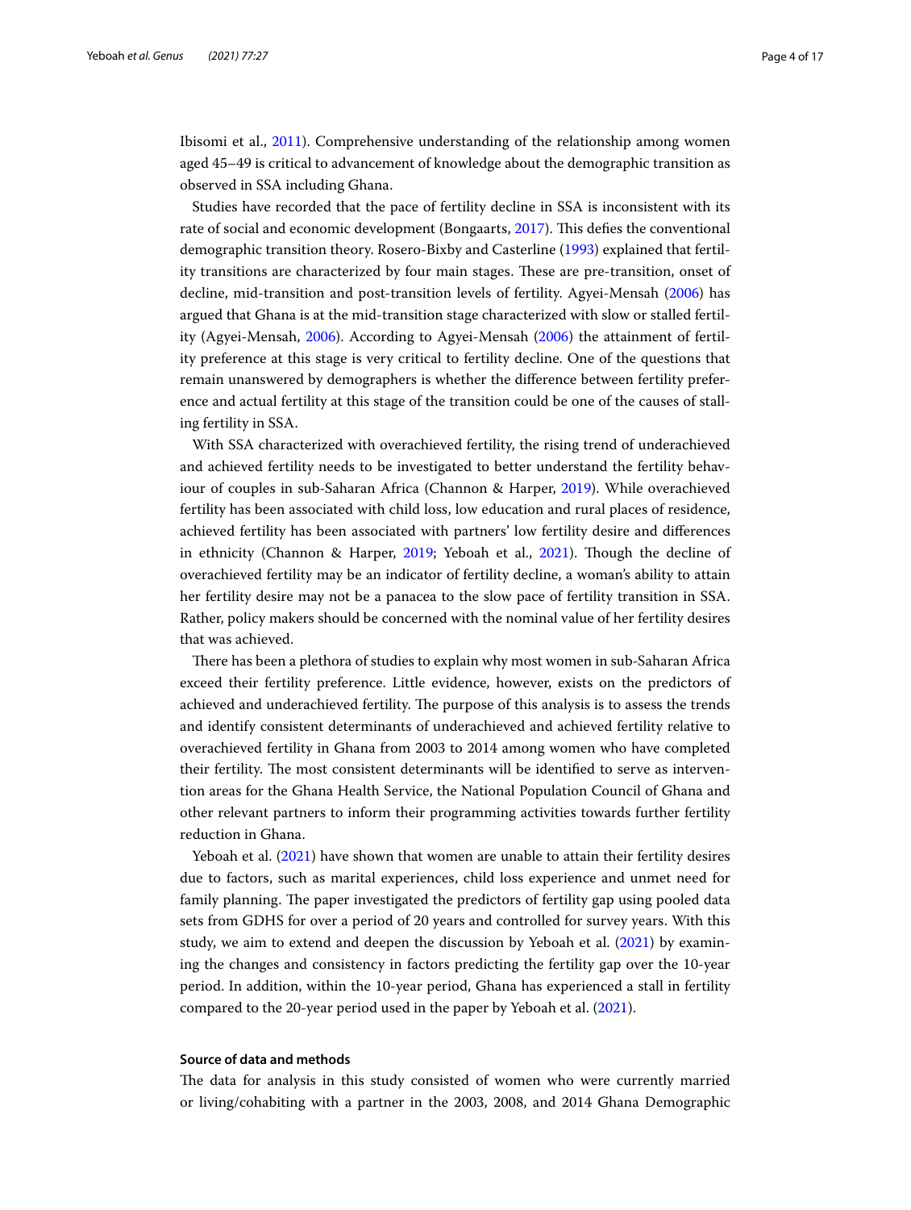Ibisomi et al., 2011). Comprehensive understanding of the relationship among women aged 45–49 is critical to advancement of knowledge about the demographic transition as observed in SSA including Ghana.

Studies have recorded that the pace of fertility decline in SSA is inconsistent with its rate of social and economic development (Bongaarts, 2017). This defies the conventional demographic transition theory. Rosero-Bixby and Casterline (1993) explained that fertility transitions are characterized by four main stages. These are pre-transition, onset of decline, mid-transition and post-transition levels of fertility. Agyei-Mensah (2006) has argued that Ghana is at the mid-transition stage characterized with slow or stalled fertility (Agyei-Mensah, 2006). According to Agyei-Mensah (2006) the attainment of fertility preference at this stage is very critical to fertility decline. One of the questions that remain unanswered by demographers is whether the difference between fertility preference and actual fertility at this stage of the transition could be one of the causes of stalling fertility in SSA.

With SSA characterized with overachieved fertility, the rising trend of underachieved and achieved fertility needs to be investigated to better understand the fertility behaviour of couples in sub-Saharan Africa (Channon & Harper, 2019). While overachieved fertility has been associated with child loss, low education and rural places of residence, achieved fertility has been associated with partners' low fertility desire and differences in ethnicity (Channon & Harper, 2019; Yeboah et al., 2021). Though the decline of overachieved fertility may be an indicator of fertility decline, a woman's ability to attain her fertility desire may not be a panacea to the slow pace of fertility transition in SSA. Rather, policy makers should be concerned with the nominal value of her fertility desires that was achieved.

There has been a plethora of studies to explain why most women in sub-Saharan Africa exceed their fertility preference. Little evidence, however, exists on the predictors of achieved and underachieved fertility. The purpose of this analysis is to assess the trends and identify consistent determinants of underachieved and achieved fertility relative to overachieved fertility in Ghana from 2003 to 2014 among women who have completed their fertility. The most consistent determinants will be identified to serve as intervention areas for the Ghana Health Service, the National Population Council of Ghana and other relevant partners to inform their programming activities towards further fertility reduction in Ghana.

Yeboah et al. (2021) have shown that women are unable to attain their fertility desires due to factors, such as marital experiences, child loss experience and unmet need for family planning. The paper investigated the predictors of fertility gap using pooled data sets from GDHS for over a period of 20 years and controlled for survey years. With this study, we aim to extend and deepen the discussion by Yeboah et al. (2021) by examining the changes and consistency in factors predicting the fertility gap over the 10-year period. In addition, within the 10-year period, Ghana has experienced a stall in fertility compared to the 20-year period used in the paper by Yeboah et al. (2021).

## Source of data and methods

The data for analysis in this study consisted of women who were currently married or living/cohabiting with a partner in the 2003, 2008, and 2014 Ghana Demographic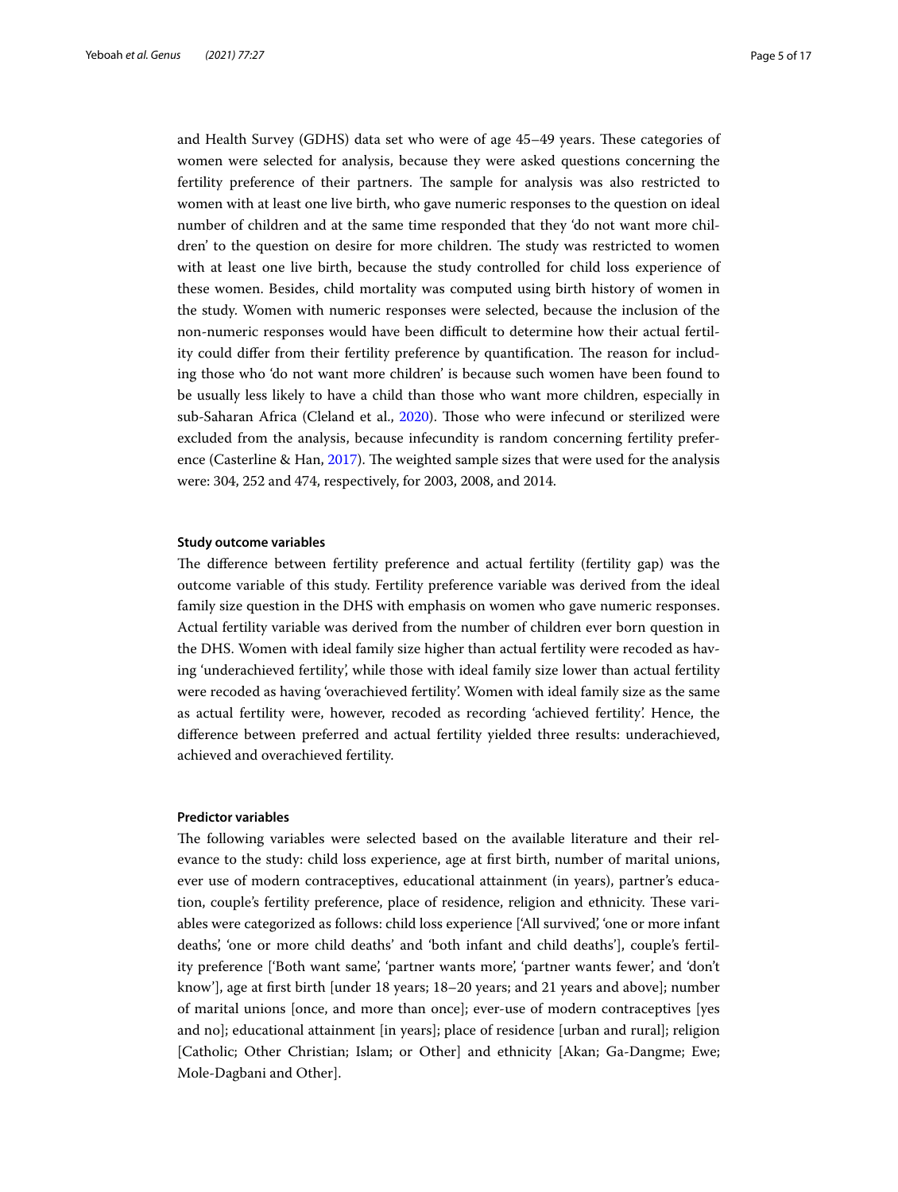and Health Survey (GDHS) data set who were of age 45–49 years. These categories of women were selected for analysis, because they were asked questions concerning the fertility preference of their partners. The sample for analysis was also restricted to women with at least one live birth, who gave numeric responses to the question on ideal number of children and at the same time responded that they 'do not want more children' to the question on desire for more children. The study was restricted to women with at least one live birth, because the study controlled for child loss experience of these women. Besides, child mortality was computed using birth history of women in the study. Women with numeric responses were selected, because the inclusion of the non-numeric responses would have been difficult to determine how their actual fertility could differ from their fertility preference by quantification. The reason for including those who 'do not want more children' is because such women have been found to be usually less likely to have a child than those who want more children, especially in sub-Saharan Africa (Cleland et al., 2020). Those who were infecund or sterilized were excluded from the analysis, because infecundity is random concerning fertility preference (Casterline & Han, 2017). The weighted sample sizes that were used for the analysis were: 304, 252 and 474, respectively, for 2003, 2008, and 2014.

### Study outcome variables

The difference between fertility preference and actual fertility (fertility gap) was the outcome variable of this study. Fertility preference variable was derived from the ideal family size question in the DHS with emphasis on women who gave numeric responses. Actual fertility variable was derived from the number of children ever born question in the DHS. Women with ideal family size higher than actual fertility were recoded as having 'underachieved fertility', while those with ideal family size lower than actual fertility were recoded as having 'overachieved fertility'. Women with ideal family size as the same as actual fertility were, however, recoded as recording 'achieved fertility'. Hence, the difference between preferred and actual fertility yielded three results: underachieved, achieved and overachieved fertility.

### Predictor variables

The following variables were selected based on the available literature and their relevance to the study: child loss experience, age at first birth, number of marital unions, ever use of modern contraceptives, educational attainment (in years), partner's education, couple's fertility preference, place of residence, religion and ethnicity. These variables were categorized as follows: child loss experience ['All survived', 'one or more infant deaths', 'one or more child deaths' and 'both infant and child deaths'], couple's fertility preference ['Both want same', 'partner wants more', 'partner wants fewer', and 'don't know'], age at first birth [under 18 years; 18–20 years; and 21 years and above]; number of marital unions [once, and more than once]; ever-use of modern contraceptives [yes and no]; educational attainment [in years]; place of residence [urban and rural]; religion [Catholic; Other Christian; Islam; or Other] and ethnicity [Akan; Ga-Dangme; Ewe; Mole-Dagbani and Other].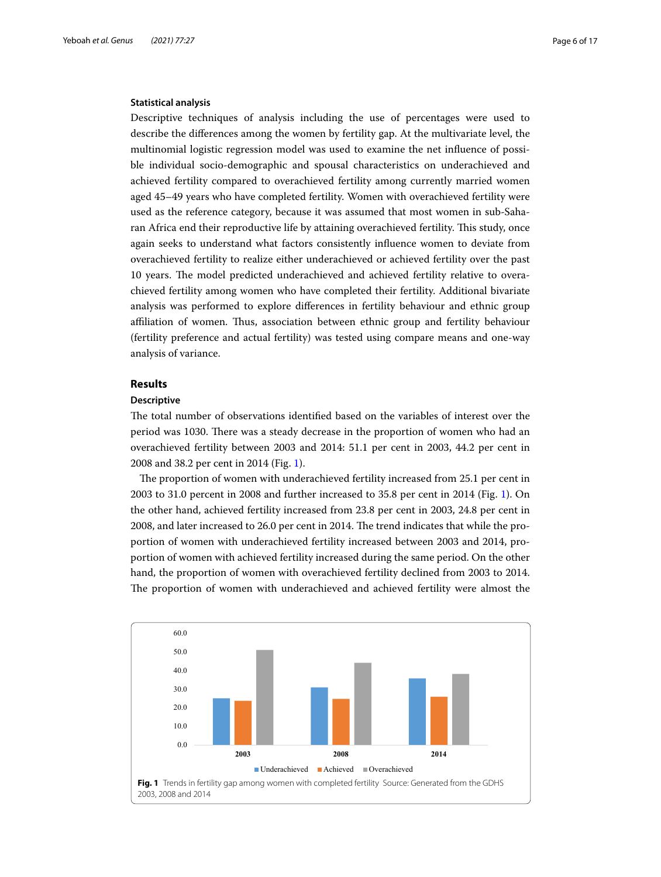### Statistical analysis

Descriptive techniques of analysis including the use of percentages were used to describe the differences among the women by fertility gap. At the multivariate level, the multinomial logistic regression model was used to examine the net influence of possible individual socio-demographic and spousal characteristics on underachieved and achieved fertility compared to overachieved fertility among currently married women aged 45–49 years who have completed fertility. Women with overachieved fertility were used as the reference category, because it was assumed that most women in sub-Saharan Africa end their reproductive life by attaining overachieved fertility. This study, once again seeks to understand what factors consistently influence women to deviate from overachieved fertility to realize either underachieved or achieved fertility over the past 10 years. The model predicted underachieved and achieved fertility relative to overachieved fertility among women who have completed their fertility. Additional bivariate analysis was performed to explore differences in fertility behaviour and ethnic group affiliation of women. Thus, association between ethnic group and fertility behaviour (fertility preference and actual fertility) was tested using compare means and one-way analysis of variance.

## Results

### Descriptive

The total number of observations identified based on the variables of interest over the period was 1030. There was a steady decrease in the proportion of women who had an overachieved fertility between 2003 and 2014: 51.1 per cent in 2003, 44.2 per cent in 2008 and 38.2 per cent in 2014 (Fig. 1).

The proportion of women with underachieved fertility increased from 25.1 per cent in 2003 to 31.0 percent in 2008 and further increased to 35.8 per cent in 2014 (Fig. 1). On the other hand, achieved fertility increased from 23.8 per cent in 2003, 24.8 per cent in 2008, and later increased to 26.0 per cent in 2014. The trend indicates that while the proportion of women with underachieved fertility increased between 2003 and 2014, proportion of women with achieved fertility increased during the same period. On the other hand, the proportion of women with overachieved fertility declined from 2003 to 2014. The proportion of women with underachieved and achieved fertility were almost the

**Fig. 1** Trends in fertility gap among women with completed fertility Source: Generated from the GDHS 2003, 2008 and 2014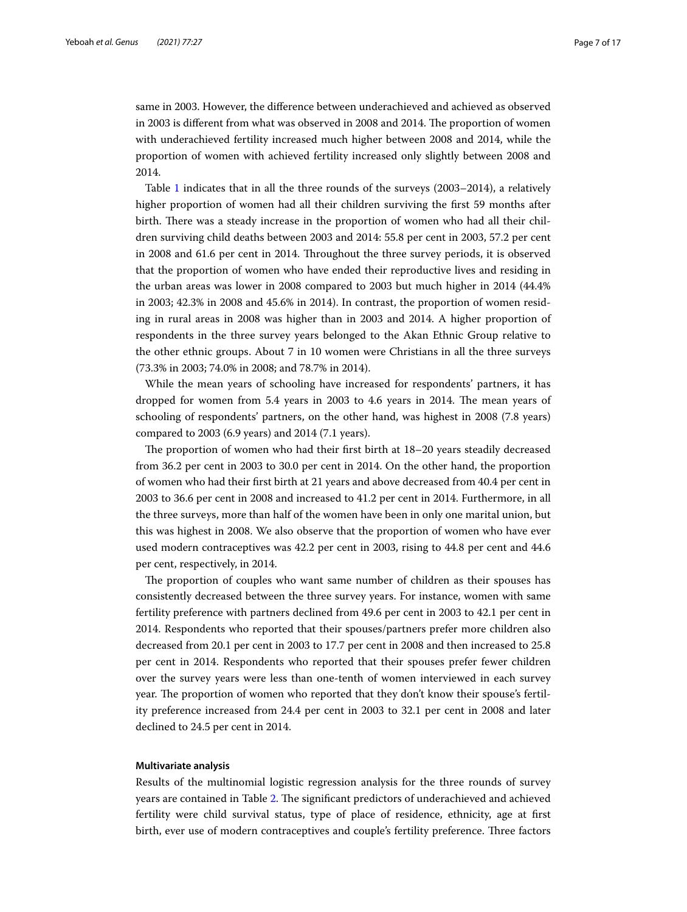same in 2003. However, the difference between underachieved and achieved as observed in 2003 is different from what was observed in 2008 and 2014. The proportion of women with underachieved fertility increased much higher between 2008 and 2014, while the proportion of women with achieved fertility increased only slightly between 2008 and 2014.

Table 1 indicates that in all the three rounds of the surveys (2003–2014), a relatively higher proportion of women had all their children surviving the first 59 months after birth. There was a steady increase in the proportion of women who had all their children surviving child deaths between 2003 and 2014: 55.8 per cent in 2003, 57.2 per cent in 2008 and 61.6 per cent in 2014. Throughout the three survey periods, it is observed that the proportion of women who have ended their reproductive lives and residing in the urban areas was lower in 2008 compared to 2003 but much higher in 2014 (44.4% in 2003; 42.3% in 2008 and 45.6% in 2014). In contrast, the proportion of women residing in rural areas in 2008 was higher than in 2003 and 2014. A higher proportion of respondents in the three survey years belonged to the Akan Ethnic Group relative to the other ethnic groups. About 7 in 10 women were Christians in all the three surveys (73.3% in 2003; 74.0% in 2008; and 78.7% in 2014).

While the mean years of schooling have increased for respondents' partners, it has dropped for women from 5.4 years in 2003 to 4.6 years in 2014. The mean years of schooling of respondents' partners, on the other hand, was highest in 2008 (7.8 years) compared to 2003 (6.9 years) and 2014 (7.1 years).

The proportion of women who had their first birth at 18–20 years steadily decreased from 36.2 per cent in 2003 to 30.0 per cent in 2014. On the other hand, the proportion of women who had their first birth at 21 years and above decreased from 40.4 per cent in 2003 to 36.6 per cent in 2008 and increased to 41.2 per cent in 2014. Furthermore, in all the three surveys, more than half of the women have been in only one marital union, but this was highest in 2008. We also observe that the proportion of women who have ever used modern contraceptives was 42.2 per cent in 2003, rising to 44.8 per cent and 44.6 per cent, respectively, in 2014.

The proportion of couples who want same number of children as their spouses has consistently decreased between the three survey years. For instance, women with same fertility preference with partners declined from 49.6 per cent in 2003 to 42.1 per cent in 2014. Respondents who reported that their spouses/partners prefer more children also decreased from 20.1 per cent in 2003 to 17.7 per cent in 2008 and then increased to 25.8 per cent in 2014. Respondents who reported that their spouses prefer fewer children over the survey years were less than one-tenth of women interviewed in each survey year. The proportion of women who reported that they don't know their spouse's fertility preference increased from 24.4 per cent in 2003 to 32.1 per cent in 2008 and later declined to 24.5 per cent in 2014.

#### Multivariate analysis

Results of the multinomial logistic regression analysis for the three rounds of survey years are contained in Table 2. The significant predictors of underachieved and achieved fertility were child survival status, type of place of residence, ethnicity, age at first birth, ever use of modern contraceptives and couple's fertility preference. Three factors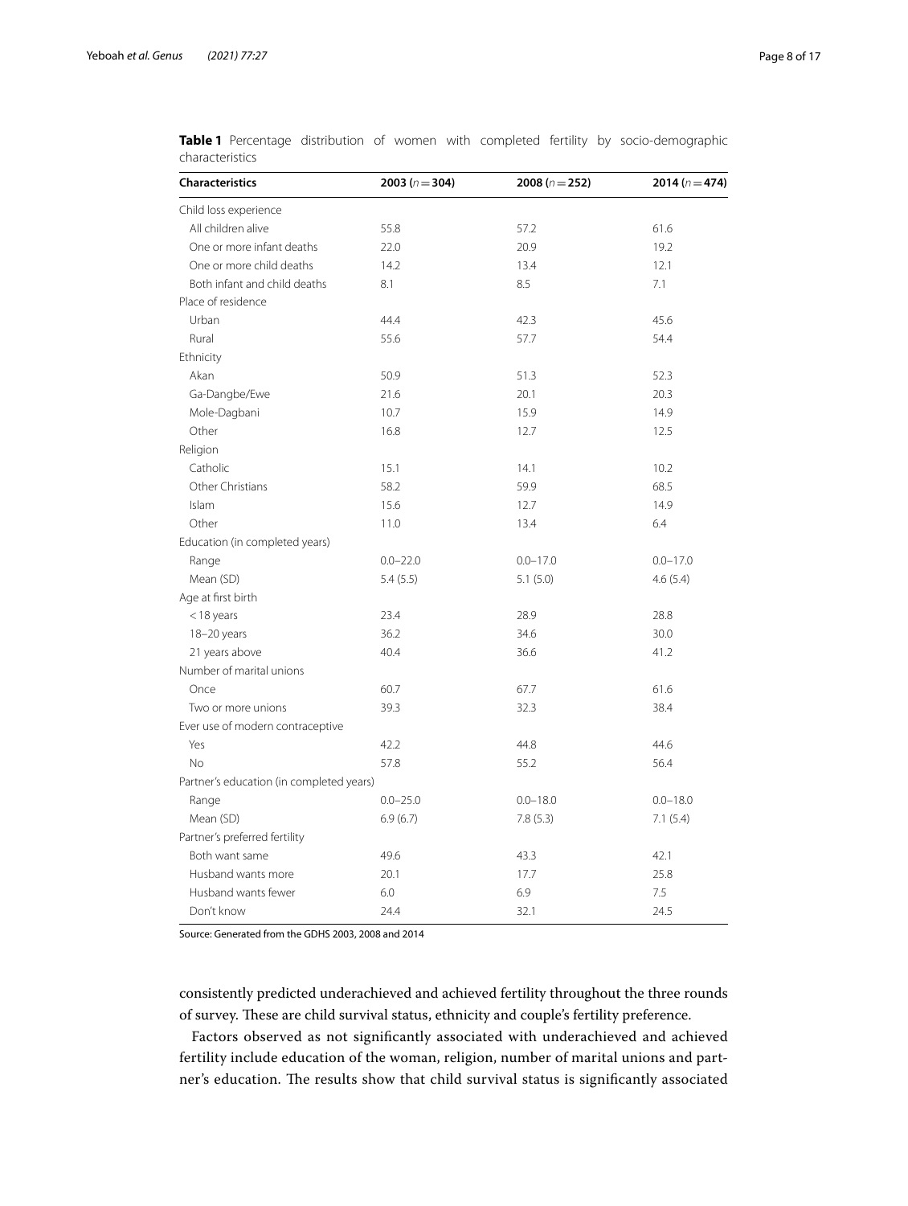**Table 1** Percentage distribution of women with completed fertility by socio-demographic characteristics

| Characteristics | 2003 ($n = 304$) | 2008 ($n = 252$) | 2014 ($n = 474$) |
|---|---|---|---|
| Child loss experience | | | |
| All children alive | 55.8 | 57.2 | 61.6 |
| One or more infant deaths | 22.0 | 20.9 | 19.2 |
| One or more child deaths | 14.2 | 13.4 | 12.1 |
| Both infant and child deaths | 8.1 | 8.5 | 7.1 |
| Place of residence | | | |
| Urban | 44.4 | 42.3 | 45.6 |
| Rural | 55.6 | 57.7 | 54.4 |
| Ethnicity | | | |
| Akan | 50.9 | 51.3 | 52.3 |
| Ga-Dangbe/Ewe | 21.6 | 20.1 | 20.3 |
| Mole-Dagbani | 10.7 | 15.9 | 14.9 |
| Other | 16.8 | 12.7 | 12.5 |
| Religion | | | |
| Catholic | 15.1 | 14.1 | 10.2 |
| Other Christians | 58.2 | 59.9 | 68.5 |
| Islam | 15.6 | 12.7 | 14.9 |
| Other | 11.0 | 13.4 | 6.4 |
| Education (in completed years) | | | |
| Range | 0.0–22.0 | 0.0–17.0 | 0.0–17.0 |
| Mean (SD) | 5.4 (5.5) | 5.1 (5.0) | 4.6 (5.4) |
| Age at first birth | | | |
| <18 years | 23.4 | 28.9 | 28.8 |
| 18–20 years | 36.2 | 34.6 | 30.0 |
| 21 years above | 40.4 | 36.6 | 41.2 |
| Number of marital unions | | | |
| Once | 60.7 | 67.7 | 61.6 |
| Two or more unions | 39.3 | 32.3 | 38.4 |
| Ever use of modern contraceptive | | | |
| Yes | 42.2 | 44.8 | 44.6 |
| No | 57.8 | 55.2 | 56.4 |
| Partner's education (in completed years) | | | |
| Range | 0.0–25.0 | 0.0–18.0 | 0.0–18.0 |
| Mean (SD) | 6.9 (6.7) | 7.8 (5.3) | 7.1 (5.4) |
| Partner's preferred fertility | | | |
| Both want same | 49.6 | 43.3 | 42.1 |
| Husband wants more | 20.1 | 17.7 | 25.8 |
| Husband wants fewer | 6.0 | 6.9 | 7.5 |
| Don't know | 24.4 | 32.1 | 24.5 |

Source: Generated from the GDHS 2003, 2008 and 2014

consistently predicted underachieved and achieved fertility throughout the three rounds of survey. These are child survival status, ethnicity and couple's fertility preference.

Factors observed as not significantly associated with underachieved and achieved fertility include education of the woman, religion, number of marital unions and partner's education. The results show that child survival status is significantly associated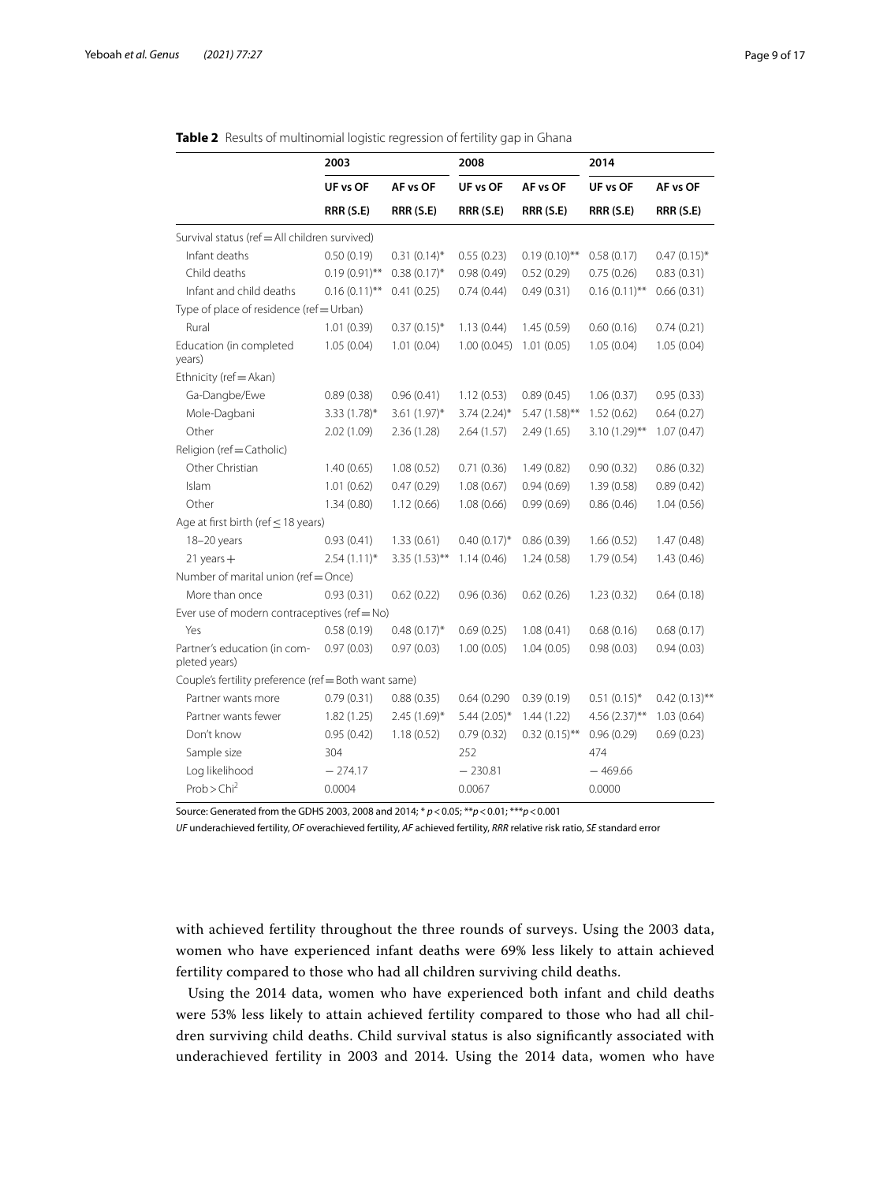**Table 2** Results of multinomial logistic regression of fertility gap in Ghana

| | 2003 | | 2008 | | 2014 | |
|---|---|---|---|---|---|---|
| | UF vs OF | AF vs OF | UF vs OF | AF vs OF | UF vs OF | AF vs OF |
| | RRR (S.E) | RRR (S.E) | RRR (S.E) | RRR (S.E) | RRR (S.E) | RRR (S.E) |
| Survival status (ref = All children survived) | | | | | | |
| Infant deaths | 0.50 (0.19) | 0.31 (0.14)* | 0.55 (0.23) | 0.19 (0.10)** | 0.58 (0.17) | 0.47 (0.15)* |
| Child deaths | 0.19 (0.91)** | 0.38 (0.17)* | 0.98 (0.49) | 0.52 (0.29) | 0.75 (0.26) | 0.83 (0.31) |
| Infant and child deaths | 0.16 (0.11)** | 0.41 (0.25) | 0.74 (0.44) | 0.49 (0.31) | 0.16 (0.11)** | 0.66 (0.31) |
| Type of place of residence (ref = Urban) | | | | | | |
| Rural | 1.01 (0.39) | 0.37 (0.15)* | 1.13 (0.44) | 1.45 (0.59) | 0.60 (0.16) | 0.74 (0.21) |
| Education (in completed years) | 1.05 (0.04) | 1.01 (0.04) | 1.00 (0.045) | 1.01 (0.05) | 1.05 (0.04) | 1.05 (0.04) |
| Ethnicity (ref = Akan) | | | | | | |
| Ga-Dangbe/Ewe | 0.89 (0.38) | 0.96 (0.41) | 1.12 (0.53) | 0.89 (0.45) | 1.06 (0.37) | 0.95 (0.33) |
| Mole-Dagbani | 3.33 (1.78)* | 3.61 (1.97)* | 3.74 (2.24)* | 5.47 (1.58)** | 1.52 (0.62) | 0.64 (0.27) |
| Other | 2.02 (1.09) | 2.36 (1.28) | 2.64 (1.57) | 2.49 (1.65) | 3.10 (1.29)** | 1.07 (0.47) |
| Religion (ref = Catholic) | | | | | | |
| Other Christian | 1.40 (0.65) | 1.08 (0.52) | 0.71 (0.36) | 1.49 (0.82) | 0.90 (0.32) | 0.86 (0.32) |
| Islam | 1.01 (0.62) | 0.47 (0.29) | 1.08 (0.67) | 0.94 (0.69) | 1.39 (0.58) | 0.89 (0.42) |
| Other | 1.34 (0.80) | 1.12 (0.66) | 1.08 (0.66) | 0.99 (0.69) | 0.86 (0.46) | 1.04 (0.56) |
| Age at first birth (ref ≤ 18 years) | | | | | | |
| 18–20 years | 0.93 (0.41) | 1.33 (0.61) | 0.40 (0.17)* | 0.86 (0.39) | 1.66 (0.52) | 1.47 (0.48) |
| 21 years + | 2.54 (1.11)* | 3.35 (1.53)** | 1.14 (0.46) | 1.24 (0.58) | 1.79 (0.54) | 1.43 (0.46) |
| Number of marital union (ref = Once) | | | | | | |
| More than once | 0.93 (0.31) | 0.62 (0.22) | 0.96 (0.36) | 0.62 (0.26) | 1.23 (0.32) | 0.64 (0.18) |
| Ever use of modern contraceptives (ref = No) | | | | | | |
| Yes | 0.58 (0.19) | 0.48 (0.17)* | 0.69 (0.25) | 1.08 (0.41) | 0.68 (0.16) | 0.68 (0.17) |
| Partner's education (in completed years) | 0.97 (0.03) | 0.97 (0.03) | 1.00 (0.05) | 1.04 (0.05) | 0.98 (0.03) | 0.94 (0.03) |
| Couple's fertility preference (ref = Both want same) | | | | | | |
| Partner wants more | 0.79 (0.31) | 0.88 (0.35) | 0.64 (0.290 | 0.39 (0.19) | 0.51 (0.15)* | 0.42 (0.13)** |
| Partner wants fewer | 1.82 (1.25) | 2.45 (1.69)* | 5.44 (2.05)* | 1.44 (1.22) | 4.56 (2.37)** | 1.03 (0.64) |
| Don't know | 0.95 (0.42) | 1.18 (0.52) | 0.79 (0.32) | 0.32 (0.15)** | 0.96 (0.29) | 0.69 (0.23) |
| Sample size | 304 | | 252 | | 474 | |
| Log likelihood | − 274.17 | | − 230.81 | | − 469.66 | |
| Prob > $Chi^2$ | 0.0004 | | 0.0067 | | 0.0000 | |

Source: Generated from the GDHS 2003, 2008 and 2014; * $p < 0.05$; ** $p < 0.01$; *** $p < 0.001$

*UF* underachieved fertility, *OF* overachieved fertility, *AF* achieved fertility, *RRR* relative risk ratio, *SE* standard error

with achieved fertility throughout the three rounds of surveys. Using the 2003 data, women who have experienced infant deaths were 69% less likely to attain achieved fertility compared to those who had all children surviving child deaths.

Using the 2014 data, women who have experienced both infant and child deaths were 53% less likely to attain achieved fertility compared to those who had all children surviving child deaths. Child survival status is also significantly associated with underachieved fertility in 2003 and 2014. Using the 2014 data, women who have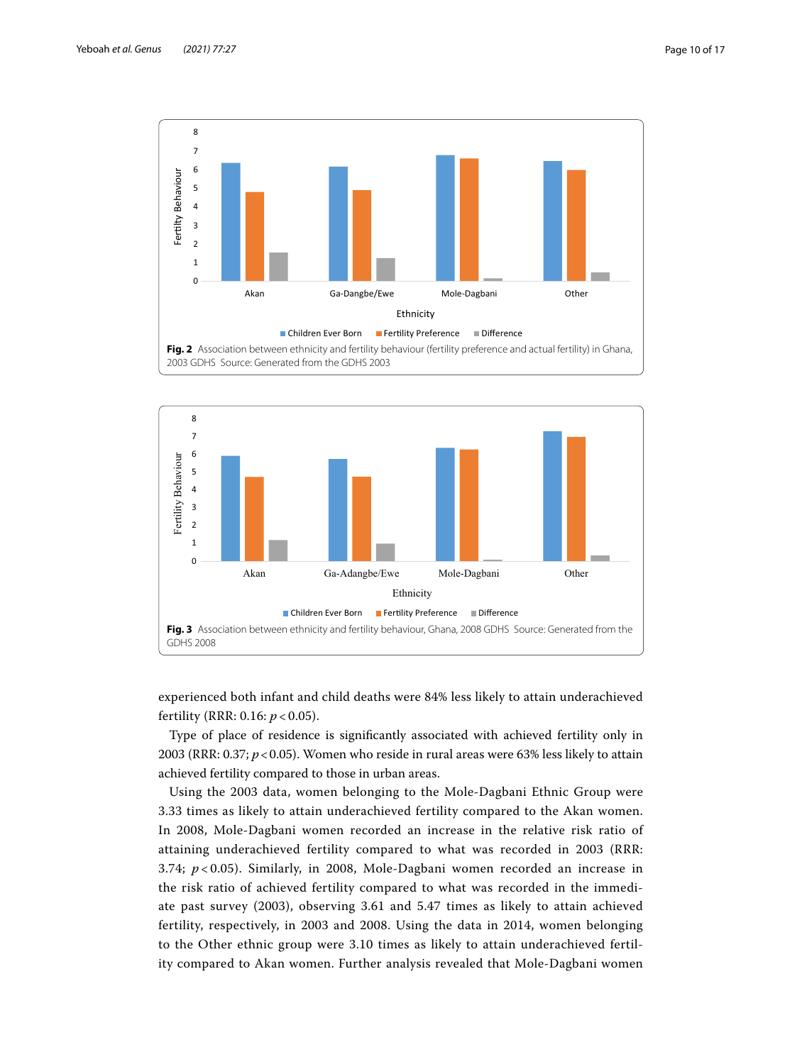Fig. 2 Association between ethnicity and fertility behaviour (fertility preference and actual fertility) in Ghana, 2003 GDHS Source: Generated from the GDHS 2003

Fig. 3 Association between ethnicity and fertility behaviour, Ghana, 2008 GDHS Source: Generated from the GDHS 2008

experienced both infant and child deaths were 84% less likely to attain underachieved fertility (RRR: 0.16: $p < 0.05$).

Type of place of residence is significantly associated with achieved fertility only in 2003 (RRR: 0.37; $p < 0.05$). Women who reside in rural areas were 63% less likely to attain achieved fertility compared to those in urban areas.

Using the 2003 data, women belonging to the Mole-Dagbani Ethnic Group were 3.33 times as likely to attain underachieved fertility compared to the Akan women. In 2008, Mole-Dagbani women recorded an increase in the relative risk ratio of attaining underachieved fertility compared to what was recorded in 2003 (RRR: 3.74; $p < 0.05$). Similarly, in 2008, Mole-Dagbani women recorded an increase in the risk ratio of achieved fertility compared to what was recorded in the immediate past survey (2003), observing 3.61 and 5.47 times as likely to attain achieved fertility, respectively, in 2003 and 2008. Using the data in 2014, women belonging to the Other ethnic group were 3.10 times as likely to attain underachieved fertility compared to Akan women. Further analysis revealed that Mole-Dagbani women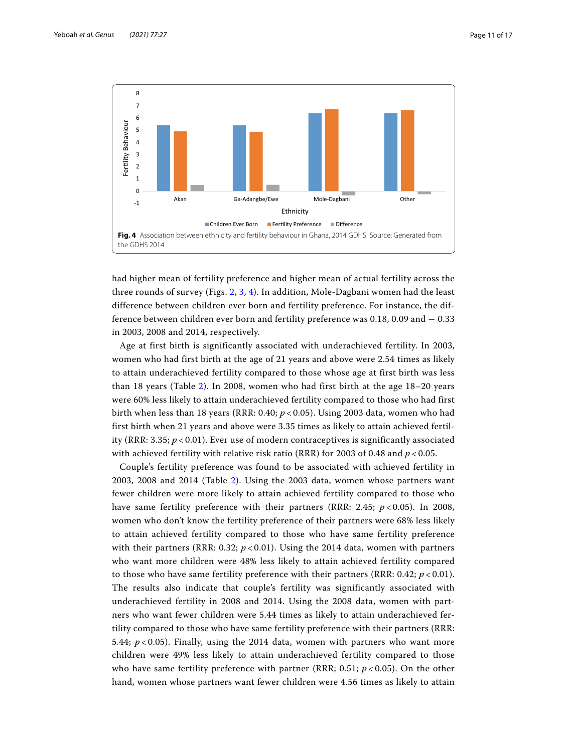Fig. 4 Association between ethnicity and fertility behaviour in Ghana, 2014 GDHS Source: Generated from the GDHS 2014

had higher mean of fertility preference and higher mean of actual fertility across the three rounds of survey (Figs. 2, 3, 4). In addition, Mole-Dagbani women had the least difference between children ever born and fertility preference. For instance, the difference between children ever born and fertility preference was 0.18, 0.09 and − 0.33 in 2003, 2008 and 2014, respectively.

Age at first birth is significantly associated with underachieved fertility. In 2003, women who had first birth at the age of 21 years and above were 2.54 times as likely to attain underachieved fertility compared to those whose age at first birth was less than 18 years (Table 2). In 2008, women who had first birth at the age 18–20 years were 60% less likely to attain underachieved fertility compared to those who had first birth when less than 18 years (RRR: 0.40; $p < 0.05$). Using 2003 data, women who had first birth when 21 years and above were 3.35 times as likely to attain achieved fertility (RRR: 3.35; $p < 0.01$). Ever use of modern contraceptives is significantly associated with achieved fertility with relative risk ratio (RRR) for 2003 of 0.48 and $p < 0.05$.

Couple's fertility preference was found to be associated with achieved fertility in 2003, 2008 and 2014 (Table 2). Using the 2003 data, women whose partners want fewer children were more likely to attain achieved fertility compared to those who have same fertility preference with their partners (RRR: 2.45; $p < 0.05$). In 2008, women who don't know the fertility preference of their partners were 68% less likely to attain achieved fertility compared to those who have same fertility preference with their partners (RRR: 0.32; $p < 0.01$). Using the 2014 data, women with partners who want more children were 48% less likely to attain achieved fertility compared to those who have same fertility preference with their partners (RRR: 0.42; $p < 0.01$). The results also indicate that couple's fertility was significantly associated with underachieved fertility in 2008 and 2014. Using the 2008 data, women with partners who want fewer children were 5.44 times as likely to attain underachieved fertility compared to those who have same fertility preference with their partners (RRR: 5.44; $p < 0.05$). Finally, using the 2014 data, women with partners who want more children were 49% less likely to attain underachieved fertility compared to those who have same fertility preference with partner (RRR; 0.51; $p < 0.05$). On the other hand, women whose partners want fewer children were 4.56 times as likely to attain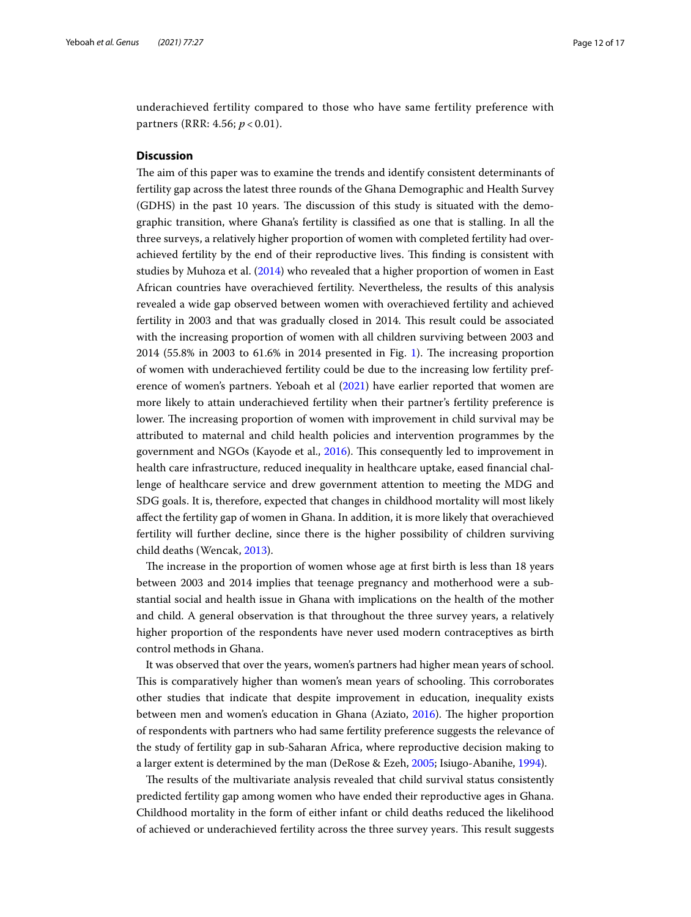underachieved fertility compared to those who have same fertility preference with partners (RRR: 4.56; $p < 0.01$).

## Discussion

The aim of this paper was to examine the trends and identify consistent determinants of fertility gap across the latest three rounds of the Ghana Demographic and Health Survey (GDHS) in the past 10 years. The discussion of this study is situated with the demographic transition, where Ghana's fertility is classified as one that is stalling. In all the three surveys, a relatively higher proportion of women with completed fertility had overachieved fertility by the end of their reproductive lives. This finding is consistent with studies by Muhoza et al. (2014) who revealed that a higher proportion of women in East African countries have overachieved fertility. Nevertheless, the results of this analysis revealed a wide gap observed between women with overachieved fertility and achieved fertility in 2003 and that was gradually closed in 2014. This result could be associated with the increasing proportion of women with all children surviving between 2003 and 2014 (55.8% in 2003 to 61.6% in 2014 presented in Fig. 1). The increasing proportion of women with underachieved fertility could be due to the increasing low fertility preference of women's partners. Yeboah et al (2021) have earlier reported that women are more likely to attain underachieved fertility when their partner's fertility preference is lower. The increasing proportion of women with improvement in child survival may be attributed to maternal and child health policies and intervention programmes by the government and NGOs (Kayode et al., 2016). This consequently led to improvement in health care infrastructure, reduced inequality in healthcare uptake, eased financial challenge of healthcare service and drew government attention to meeting the MDG and SDG goals. It is, therefore, expected that changes in childhood mortality will most likely affect the fertility gap of women in Ghana. In addition, it is more likely that overachieved fertility will further decline, since there is the higher possibility of children surviving child deaths (Wencak, 2013).

The increase in the proportion of women whose age at first birth is less than 18 years between 2003 and 2014 implies that teenage pregnancy and motherhood were a substantial social and health issue in Ghana with implications on the health of the mother and child. A general observation is that throughout the three survey years, a relatively higher proportion of the respondents have never used modern contraceptives as birth control methods in Ghana.

It was observed that over the years, women's partners had higher mean years of school. This is comparatively higher than women's mean years of schooling. This corroborates other studies that indicate that despite improvement in education, inequality exists between men and women's education in Ghana (Aziato, 2016). The higher proportion of respondents with partners who had same fertility preference suggests the relevance of the study of fertility gap in sub-Saharan Africa, where reproductive decision making to a larger extent is determined by the man (DeRose & Ezeh, 2005; Isiugo-Abanihe, 1994).

The results of the multivariate analysis revealed that child survival status consistently predicted fertility gap among women who have ended their reproductive ages in Ghana. Childhood mortality in the form of either infant or child deaths reduced the likelihood of achieved or underachieved fertility across the three survey years. This result suggests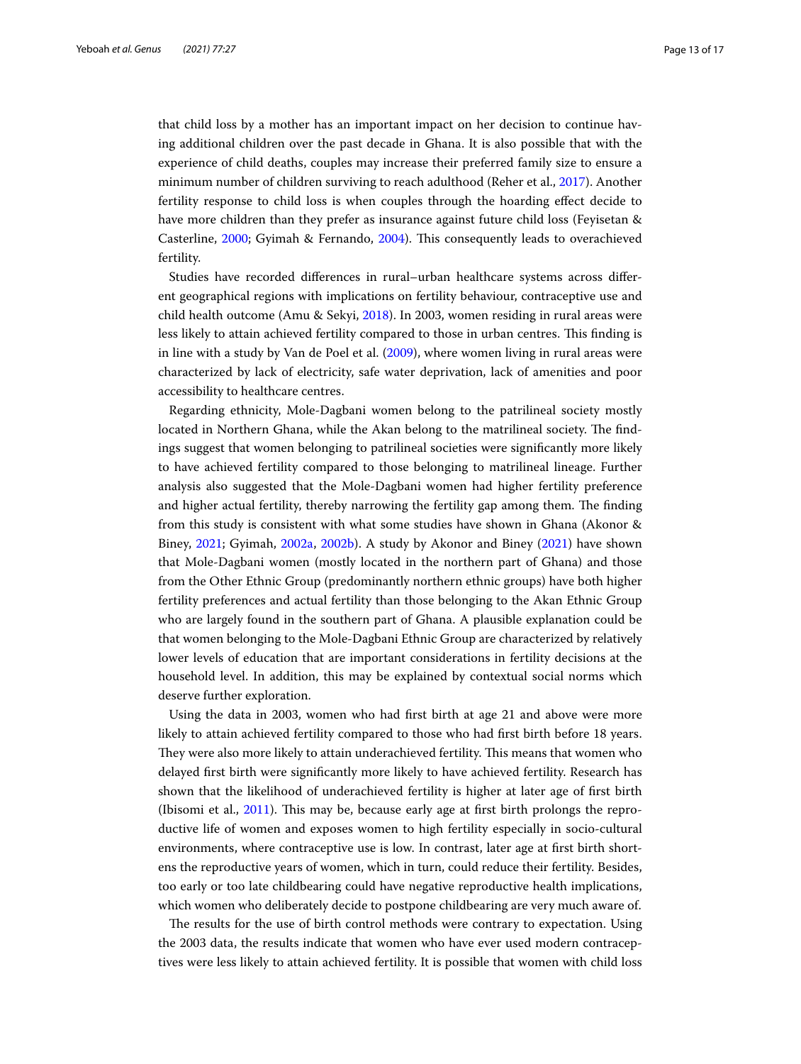that child loss by a mother has an important impact on her decision to continue having additional children over the past decade in Ghana. It is also possible that with the experience of child deaths, couples may increase their preferred family size to ensure a minimum number of children surviving to reach adulthood (Reher et al., 2017). Another fertility response to child loss is when couples through the hoarding effect decide to have more children than they prefer as insurance against future child loss (Feyisetan & Casterline, 2000; Gyimah & Fernando, 2004). This consequently leads to overachieved fertility.

Studies have recorded differences in rural–urban healthcare systems across different geographical regions with implications on fertility behaviour, contraceptive use and child health outcome (Amu & Sekyi, 2018). In 2003, women residing in rural areas were less likely to attain achieved fertility compared to those in urban centres. This finding is in line with a study by Van de Poel et al. (2009), where women living in rural areas were characterized by lack of electricity, safe water deprivation, lack of amenities and poor accessibility to healthcare centres.

Regarding ethnicity, Mole-Dagbani women belong to the patrilineal society mostly located in Northern Ghana, while the Akan belong to the matrilineal society. The findings suggest that women belonging to patrilineal societies were significantly more likely to have achieved fertility compared to those belonging to matrilineal lineage. Further analysis also suggested that the Mole-Dagbani women had higher fertility preference and higher actual fertility, thereby narrowing the fertility gap among them. The finding from this study is consistent with what some studies have shown in Ghana (Akonor & Biney, 2021; Gyimah, 2002a, 2002b). A study by Akonor and Biney (2021) have shown that Mole-Dagbani women (mostly located in the northern part of Ghana) and those from the Other Ethnic Group (predominantly northern ethnic groups) have both higher fertility preferences and actual fertility than those belonging to the Akan Ethnic Group who are largely found in the southern part of Ghana. A plausible explanation could be that women belonging to the Mole-Dagbani Ethnic Group are characterized by relatively lower levels of education that are important considerations in fertility decisions at the household level. In addition, this may be explained by contextual social norms which deserve further exploration.

Using the data in 2003, women who had first birth at age 21 and above were more likely to attain achieved fertility compared to those who had first birth before 18 years. They were also more likely to attain underachieved fertility. This means that women who delayed first birth were significantly more likely to have achieved fertility. Research has shown that the likelihood of underachieved fertility is higher at later age of first birth (Ibisomi et al., 2011). This may be, because early age at first birth prolongs the reproductive life of women and exposes women to high fertility especially in socio-cultural environments, where contraceptive use is low. In contrast, later age at first birth shortens the reproductive years of women, which in turn, could reduce their fertility. Besides, too early or too late childbearing could have negative reproductive health implications, which women who deliberately decide to postpone childbearing are very much aware of.

The results for the use of birth control methods were contrary to expectation. Using the 2003 data, the results indicate that women who have ever used modern contraceptives were less likely to attain achieved fertility. It is possible that women with child loss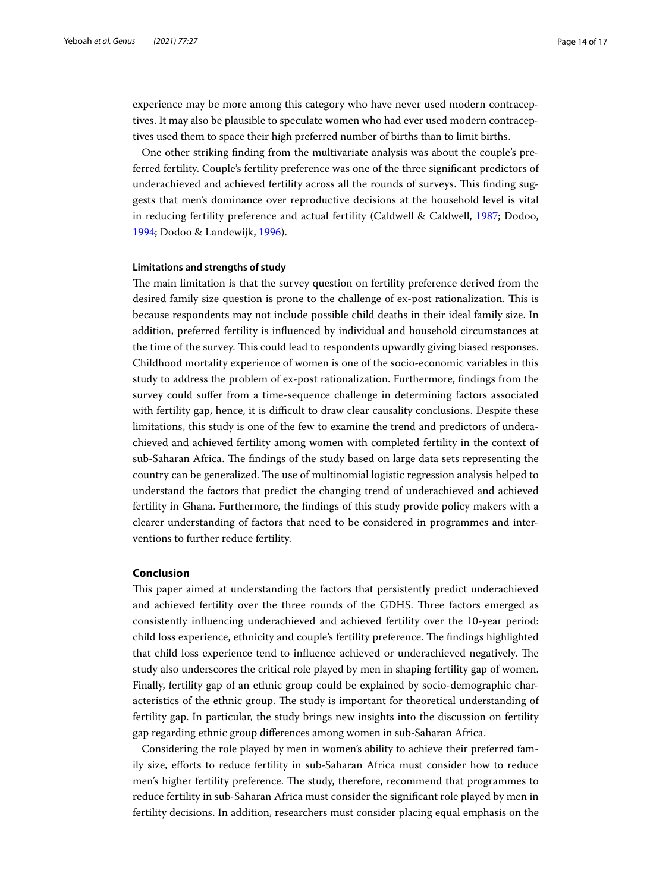experience may be more among this category who have never used modern contraceptives. It may also be plausible to speculate women who had ever used modern contraceptives used them to space their high preferred number of births than to limit births.

One other striking finding from the multivariate analysis was about the couple's preferred fertility. Couple's fertility preference was one of the three significant predictors of underachieved and achieved fertility across all the rounds of surveys. This finding suggests that men's dominance over reproductive decisions at the household level is vital in reducing fertility preference and actual fertility (Caldwell & Caldwell, 1987; Dodoo, 1994; Dodoo & Landewijk, 1996).

#### Limitations and strengths of study

The main limitation is that the survey question on fertility preference derived from the desired family size question is prone to the challenge of ex-post rationalization. This is because respondents may not include possible child deaths in their ideal family size. In addition, preferred fertility is influenced by individual and household circumstances at the time of the survey. This could lead to respondents upwardly giving biased responses. Childhood mortality experience of women is one of the socio-economic variables in this study to address the problem of ex-post rationalization. Furthermore, findings from the survey could suffer from a time-sequence challenge in determining factors associated with fertility gap, hence, it is difficult to draw clear causality conclusions. Despite these limitations, this study is one of the few to examine the trend and predictors of underachieved and achieved fertility among women with completed fertility in the context of sub-Saharan Africa. The findings of the study based on large data sets representing the country can be generalized. The use of multinomial logistic regression analysis helped to understand the factors that predict the changing trend of underachieved and achieved fertility in Ghana. Furthermore, the findings of this study provide policy makers with a clearer understanding of factors that need to be considered in programmes and interventions to further reduce fertility.

## Conclusion

This paper aimed at understanding the factors that persistently predict underachieved and achieved fertility over the three rounds of the GDHS. Three factors emerged as consistently influencing underachieved and achieved fertility over the 10-year period: child loss experience, ethnicity and couple's fertility preference. The findings highlighted that child loss experience tend to influence achieved or underachieved negatively. The study also underscores the critical role played by men in shaping fertility gap of women. Finally, fertility gap of an ethnic group could be explained by socio-demographic characteristics of the ethnic group. The study is important for theoretical understanding of fertility gap. In particular, the study brings new insights into the discussion on fertility gap regarding ethnic group differences among women in sub-Saharan Africa.

Considering the role played by men in women's ability to achieve their preferred family size, efforts to reduce fertility in sub-Saharan Africa must consider how to reduce men's higher fertility preference. The study, therefore, recommend that programmes to reduce fertility in sub-Saharan Africa must consider the significant role played by men in fertility decisions. In addition, researchers must consider placing equal emphasis on the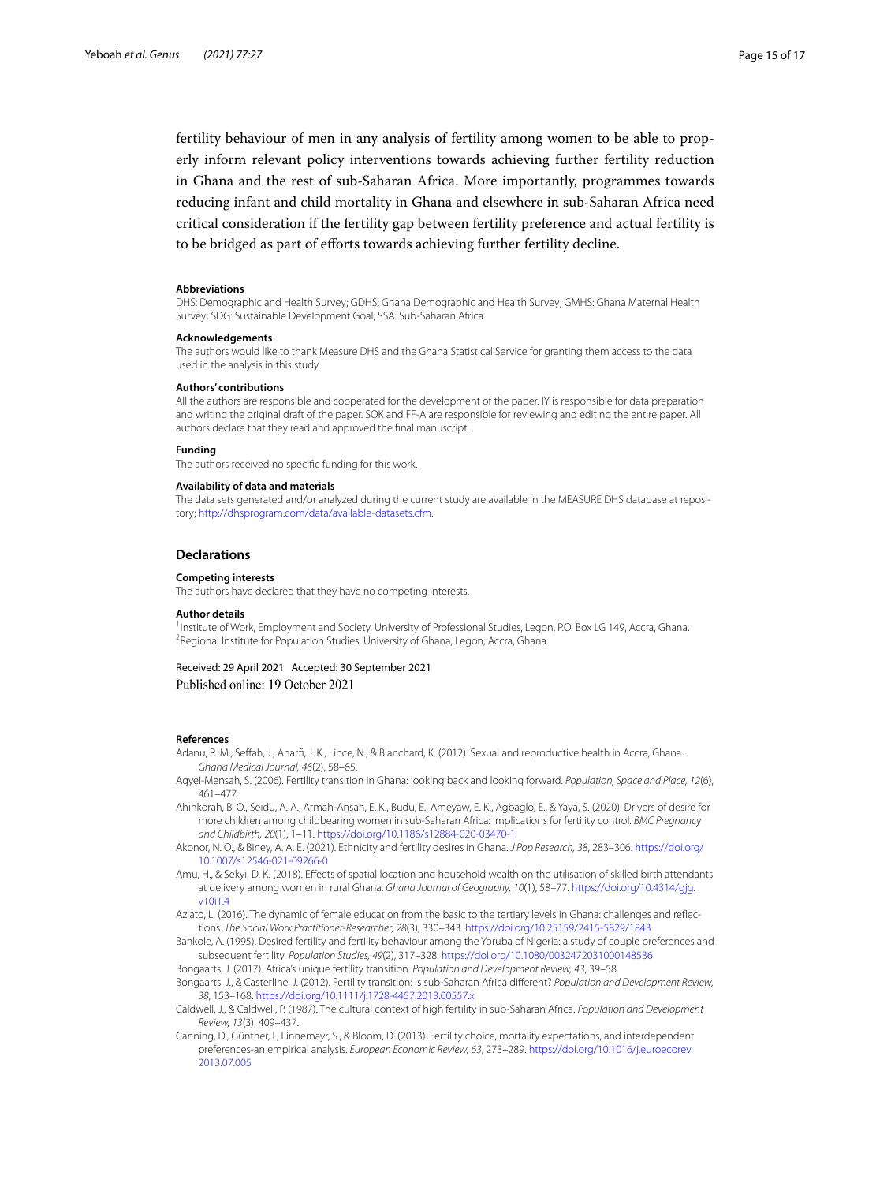fertility behaviour of men in any analysis of fertility among women to be able to properly inform relevant policy interventions towards achieving further fertility reduction in Ghana and the rest of sub-Saharan Africa. More importantly, programmes towards reducing infant and child mortality in Ghana and elsewhere in sub-Saharan Africa need critical consideration if the fertility gap between fertility preference and actual fertility is to be bridged as part of efforts towards achieving further fertility decline.

#### Abbreviations
DHS: Demographic and Health Survey; GDHS: Ghana Demographic and Health Survey; GMHS: Ghana Maternal Health Survey; SDG: Sustainable Development Goal; SSA: Sub-Saharan Africa.

#### Acknowledgements
The authors would like to thank Measure DHS and the Ghana Statistical Service for granting them access to the data used in the analysis in this study.

#### Authors' contributions
All the authors are responsible and cooperated for the development of the paper. IY is responsible for data preparation and writing the original draft of the paper. SOK and FF-A are responsible for reviewing and editing the entire paper. All authors declare that they read and approved the final manuscript.

#### Funding
The authors received no specific funding for this work.

#### Availability of data and materials
The data sets generated and/or analyzed during the current study are available in the MEASURE DHS database at repository; http://dhsprogram.com/data/available-datasets.cfm.

## Declarations

#### Competing interests
The authors have declared that they have no competing interests.

#### Author details
[1]Institute of Work, Employment and Society, University of Professional Studies, Legon, P.O. Box LG 149, Accra, Ghana. [2]Regional Institute for Population Studies, University of Ghana, Legon, Accra, Ghana.

Received: 29 April 2021 Accepted: 30 September 2021
Published online: 19 October 2021

#### References
Adanu, R. M., Seffah, J., Anarfi, J. K., Lince, N., & Blanchard, K. (2012). Sexual and reproductive health in Accra, Ghana. *Ghana Medical Journal, 46*(2), 58–65.

Agyei-Mensah, S. (2006). Fertility transition in Ghana: looking back and looking forward. *Population, Space and Place, 12*(6), 461–477.

Ahinkorah, B. O., Seidu, A. A., Armah-Ansah, E. K., Budu, E., Ameyaw, E. K., Agbaglo, E., & Yaya, S. (2020). Drivers of desire for more children among childbearing women in sub-Saharan Africa: implications for fertility control. *BMC Pregnancy and Childbirth, 20*(1), 1–11. https://doi.org/10.1186/s12884-020-03470-1

Akonor, N. O., & Biney, A. A. E. (2021). Ethnicity and fertility desires in Ghana. *J Pop Research, 38*, 283–306. https://doi.org/10.1007/s12546-021-09266-0

Amu, H., & Sekyi, D. K. (2018). Effects of spatial location and household wealth on the utilisation of skilled birth attendants at delivery among women in rural Ghana. *Ghana Journal of Geography, 10*(1), 58–77. https://doi.org/10.4314/gjg.v10i1.4

Aziato, L. (2016). The dynamic of female education from the basic to the tertiary levels in Ghana: challenges and reflections. *The Social Work Practitioner-Researcher, 28*(3), 330–343. https://doi.org/10.25159/2415-5829/1843

Bankole, A. (1995). Desired fertility and fertility behaviour among the Yoruba of Nigeria: a study of couple preferences and subsequent fertility. *Population Studies, 49*(2), 317–328. https://doi.org/10.1080/0032472031000148536

Bongaarts, J. (2017). Africa's unique fertility transition. *Population and Development Review, 43*, 39–58.

Bongaarts, J., & Casterline, J. (2012). Fertility transition: is sub-Saharan Africa different? *Population and Development Review, 38*, 153–168. https://doi.org/10.1111/j.1728-4457.2013.00557.x

Caldwell, J., & Caldwell, P. (1987). The cultural context of high fertility in sub-Saharan Africa. *Population and Development Review, 13*(3), 409–437.

Canning, D., Günther, I., Linnemayr, S., & Bloom, D. (2013). Fertility choice, mortality expectations, and interdependent preferences-an empirical analysis. *European Economic Review, 63*, 273–289. https://doi.org/10.1016/j.euroecorev.2013.07.005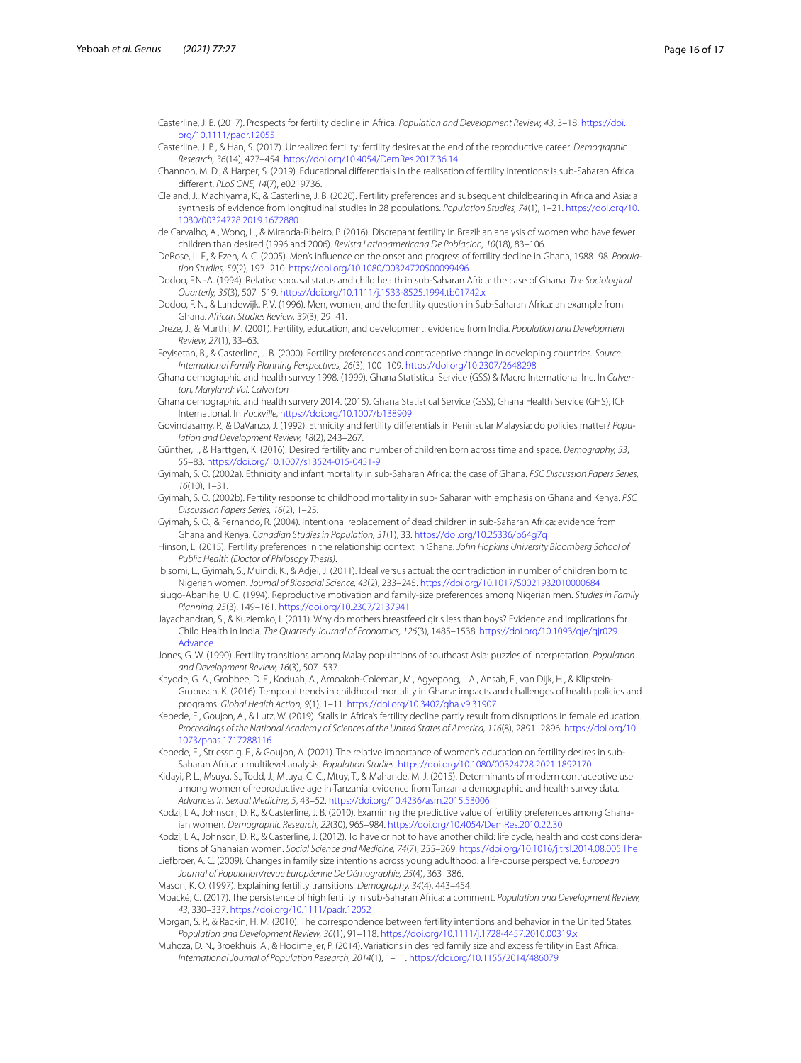Casterline, J. B. (2017). Prospects for fertility decline in Africa. *Population and Development Review, 43*, 3–18. https://doi.org/10.1111/padr.12055

Casterline, J. B., & Han, S. (2017). Unrealized fertility: fertility desires at the end of the reproductive career. *Demographic Research, 36*(14), 427–454. https://doi.org/10.4054/DemRes.2017.36.14

Channon, M. D., & Harper, S. (2019). Educational differentials in the realisation of fertility intentions: is sub-Saharan Africa different. *PLoS ONE, 14*(7), e0219736.

Cleland, J., Machiyama, K., & Casterline, J. B. (2020). Fertility preferences and subsequent childbearing in Africa and Asia: a synthesis of evidence from longitudinal studies in 28 populations. *Population Studies, 74*(1), 1–21. https://doi.org/10.1080/00324728.2019.1672880

de Carvalho, A., Wong, L., & Miranda-Ribeiro, P. (2016). Discrepant fertility in Brazil: an analysis of women who have fewer children than desired (1996 and 2006). *Revista Latinoamericana De Poblacion, 10*(18), 83–106.

DeRose, L. F., & Ezeh, A. C. (2005). Men's influence on the onset and progress of fertility decline in Ghana, 1988–98. *Population Studies, 59*(2), 197–210. https://doi.org/10.1080/00324720500099496

Dodoo, F.N.-A. (1994). Relative spousal status and child health in sub-Saharan Africa: the case of Ghana. *The Sociological Quarterly, 35*(3), 507–519. https://doi.org/10.1111/j.1533-8525.1994.tb01742.x

Dodoo, F. N., & Landewijk, P. V. (1996). Men, women, and the fertility question in Sub-Saharan Africa: an example from Ghana. *African Studies Review, 39*(3), 29–41.

Dreze, J., & Murthi, M. (2001). Fertility, education, and development: evidence from India. *Population and Development Review, 27*(1), 33–63.

Feyisetan, B., & Casterline, J. B. (2000). Fertility preferences and contraceptive change in developing countries. *Source: International Family Planning Perspectives, 26*(3), 100–109. https://doi.org/10.2307/2648298

Ghana demographic and health survey 1998. (1999). Ghana Statistical Service (GSS) & Macro International Inc. In *Calverton, Maryland: Vol. Calverton*

Ghana demographic and health survery 2014. (2015). Ghana Statistical Service (GSS), Ghana Health Service (GHS), ICF International. In *Rockville*, https://doi.org/10.1007/b138909

Govindasamy, P., & DaVanzo, J. (1992). Ethnicity and fertility differentials in Peninsular Malaysia: do policies matter? *Population and Development Review, 18*(2), 243–267.

Günther, I., & Harttgen, K. (2016). Desired fertility and number of children born across time and space. *Demography, 53*, 55–83. https://doi.org/10.1007/s13524-015-0451-9

Gyimah, S. O. (2002a). Ethnicity and infant mortality in sub-Saharan Africa: the case of Ghana. *PSC Discussion Papers Series, 16*(10), 1–31.

Gyimah, S. O. (2002b). Fertility response to childhood mortality in sub- Saharan with emphasis on Ghana and Kenya. *PSC Discussion Papers Series, 16*(2), 1–25.

Gyimah, S. O., & Fernando, R. (2004). Intentional replacement of dead children in sub-Saharan Africa: evidence from Ghana and Kenya. *Canadian Studies in Population, 31*(1), 33. https://doi.org/10.25336/p64g7q

Hinson, L. (2015). Fertility preferences in the relationship context in Ghana. *John Hopkins University Bloomberg School of Public Health (Doctor of Philosophy Thesis)*.

Ibisomi, L., Gyimah, S., Muindi, K., & Adjei, J. (2011). Ideal versus actual: the contradiction in number of children born to Nigerian women. *Journal of Biosocial Science, 43*(2), 233–245. https://doi.org/10.1017/S0021932010000684

Isiugo-Abanihe, U. C. (1994). Reproductive motivation and family-size preferences among Nigerian men. *Studies in Family Planning, 25*(3), 149–161. https://doi.org/10.2307/2137941

Jayachandran, S., & Kuziemko, I. (2011). Why do mothers breastfeed girls less than boys? Evidence and Implications for Child Health in India. *The Quarterly Journal of Economics, 126*(3), 1485–1538. https://doi.org/10.1093/qje/qjr029. Advance

Jones, G. W. (1990). Fertility transitions among Malay populations of southeast Asia: puzzles of interpretation. *Population and Development Review, 16*(3), 507–537.

Kayode, G. A., Grobbee, D. E., Koduah, A., Amoakoh-Coleman, M., Agyepong, I. A., Ansah, E., van Dijk, H., & Klipstein-Grobusch, K. (2016). Temporal trends in childhood mortality in Ghana: impacts and challenges of health policies and programs. *Global Health Action, 9*(1), 1–11. https://doi.org/10.3402/gha.v9.31907

Kebede, E., Goujon, A., & Lutz, W. (2019). Stalls in Africa's fertility decline partly result from disruptions in female education. *Proceedings of the National Academy of Sciences of the United States of America, 116*(8), 2891–2896. https://doi.org/10.1073/pnas.1717288116

Kebede, E., Striessnig, E., & Goujon, A. (2021). The relative importance of women's education on fertility desires in sub-Saharan Africa: a multilevel analysis. *Population Studies*. https://doi.org/10.1080/00324728.2021.1892170

Kidayi, P. L., Msuya, S., Todd, J., Mtuya, C. C., Mtuy, T., & Mahande, M. J. (2015). Determinants of modern contraceptive use among women of reproductive age in Tanzania: evidence from Tanzania demographic and health survey data. *Advances in Sexual Medicine, 5*, 43–52. https://doi.org/10.4236/asm.2015.53006

Kodzi, I. A., Johnson, D. R., & Casterline, J. B. (2010). Examining the predictive value of fertility preferences among Ghanaian women. *Demographic Research, 22*(30), 965–984. https://doi.org/10.4054/DemRes.2010.22.30

Kodzi, I. A., Johnson, D. R., & Casterline, J. (2012). To have or not to have another child: life cycle, health and cost considerations of Ghanaian women. *Social Science and Medicine, 74*(7), 255–269. https://doi.org/10.1016/j.trsl.2014.08.005.The

Liefbroer, A. C. (2009). Changes in family size intentions across young adulthood: a life-course perspective. *European Journal of Population/revue Européenne De Démographie, 25*(4), 363–386.

Mason, K. O. (1997). Explaining fertility transitions. *Demography, 34*(4), 443–454.

Mbacké, C. (2017). The persistence of high fertility in sub-Saharan Africa: a comment. *Population and Development Review, 43*, 330–337. https://doi.org/10.1111/padr.12052

Morgan, S. P., & Rackin, H. M. (2010). The correspondence between fertility intentions and behavior in the United States. *Population and Development Review, 36*(1), 91–118. https://doi.org/10.1111/j.1728-4457.2010.00319.x

Muhoza, D. N., Broekhuis, A., & Hooimeijer, P. (2014). Variations in desired family size and excess fertility in East Africa. *International Journal of Population Research, 2014*(1), 1–11. https://doi.org/10.1155/2014/486079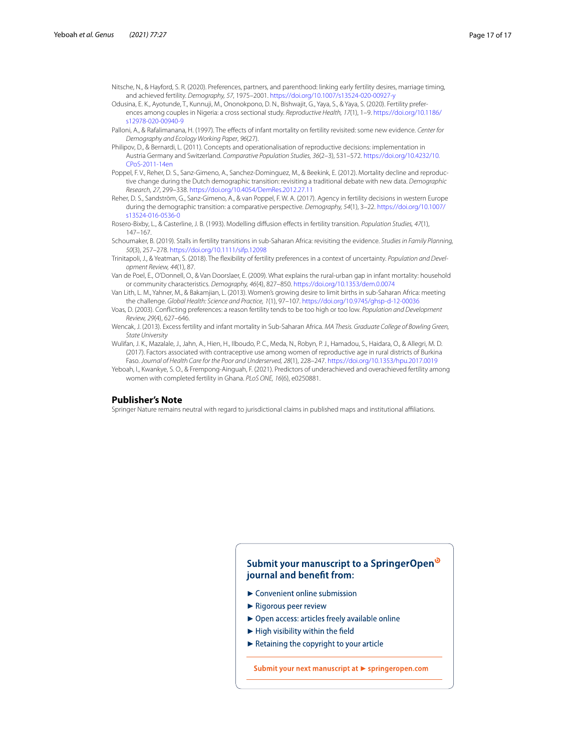Nitsche, N., & Hayford, S. R. (2020). Preferences, partners, and parenthood: linking early fertility desires, marriage timing, and achieved fertility. *Demography, 57*, 1975–2001. https://doi.org/10.1007/s13524-020-00927-y

Odusina, E. K., Ayotunde, T., Kunnuji, M., Ononokpono, D. N., Bishwajit, G., Yaya, S., & Yaya, S. (2020). Fertility preferences among couples in Nigeria: a cross sectional study. *Reproductive Health, 17*(1), 1–9. https://doi.org/10.1186/s12978-020-00940-9

Palloni, A., & Rafalimanana, H. (1997). The effects of infant mortality on fertility revisited: some new evidence. *Center for Demography and Ecology Working Paper, 96*(27).

Philipov, D., & Bernardi, L. (2011). Concepts and operationalisation of reproductive decisions: implementation in Austria Germany and Switzerland. *Comparative Population Studies, 36*(2–3), 531–572. https://doi.org/10.4232/10.CPoS-2011-14en

Poppel, F. V., Reher, D. S., Sanz-Gimeno, A., Sanchez-Dominguez, M., & Beekink, E. (2012). Mortality decline and reproductive change during the Dutch demographic transition: revisiting a traditional debate with new data. *Demographic Research, 27*, 299–338. https://doi.org/10.4054/DemRes.2012.27.11

Reher, D. S., Sandström, G., Sanz-Gimeno, A., & van Poppel, F. W. A. (2017). Agency in fertility decisions in western Europe during the demographic transition: a comparative perspective. *Demography, 54*(1), 3–22. https://doi.org/10.1007/s13524-016-0536-0

Rosero-Bixby, L., & Casterline, J. B. (1993). Modelling diffusion effects in fertility transition. *Population Studies, 47*(1), 147–167.

Schoumaker, B. (2019). Stalls in fertility transitions in sub-Saharan Africa: revisiting the evidence. *Studies in Family Planning, 50*(3), 257–278. https://doi.org/10.1111/sifp.12098

Trinitapoli, J., & Yeatman, S. (2018). The flexibility of fertility preferences in a context of uncertainty. *Population and Development Review, 44*(1), 87.

Van de Poel, E., O'Donnell, O., & Van Doorslaer, E. (2009). What explains the rural-urban gap in infant mortality: household or community characteristics. *Demography, 46*(4), 827–850. https://doi.org/10.1353/dem.0.0074

Van Lith, L. M., Yahner, M., & Bakamjian, L. (2013). Women's growing desire to limit births in sub-Saharan Africa: meeting the challenge. *Global Health: Science and Practice, 1*(1), 97–107. https://doi.org/10.9745/ghsp-d-12-00036

Voas, D. (2003). Conflicting preferences: a reason fertility tends to be too high or too low. *Population and Development Review, 29*(4), 627–646.

Wencak, J. (2013). Excess fertility and infant mortality in Sub-Saharan Africa. *MA Thesis. Graduate College of Bowling Green, State University*

Wulifan, J. K., Mazalale, J., Jahn, A., Hien, H., Ilboudo, P. C., Meda, N., Robyn, P. J., Hamadou, S., Haidara, O., & Allegri, M. D. (2017). Factors associated with contraceptive use among women of reproductive age in rural districts of Burkina Faso. *Journal of Health Care for the Poor and Underserved, 28*(1), 228–247. https://doi.org/10.1353/hpu.2017.0019

Yeboah, I., Kwankye, S. O., & Frempong-Ainguah, F. (2021). Predictors of underachieved and overachieved fertility among women with completed fertility in Ghana. *PLoS ONE, 16*(6), e0250881.

## Publisher's Note

Springer Nature remains neutral with regard to jurisdictional claims in published maps and institutional affiliations.

**Submit your manuscript to a SpringerOpen journal and benefit from:**

- ► Convenient online submission
- ► Rigorous peer review
- ► Open access: articles freely available online
- ► High visibility within the field
- ► Retaining the copyright to your article

**Submit your next manuscript at ► springeropen.com**